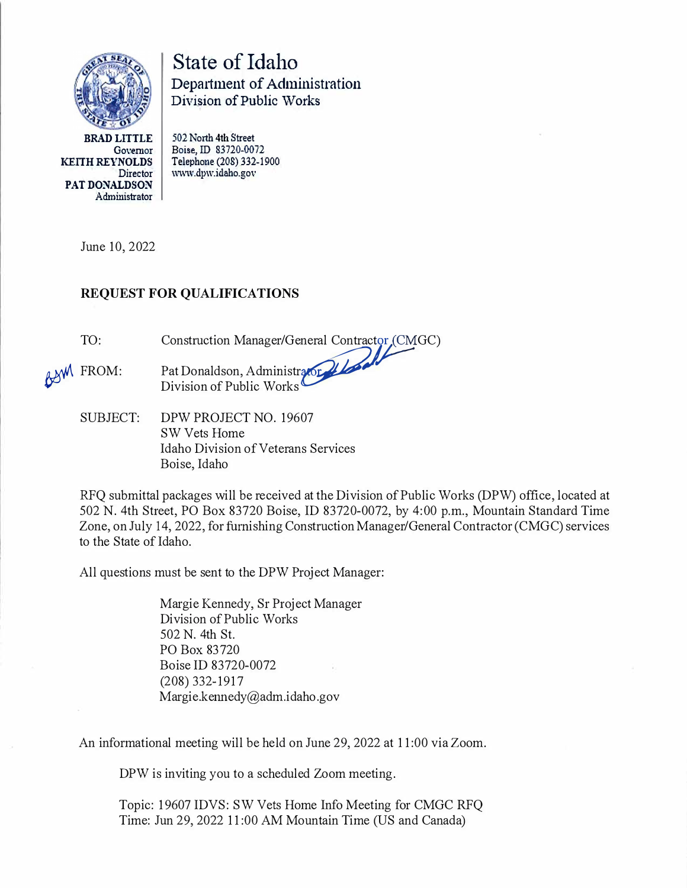**BRAD LITTLE**
Governor
**KEITH REYNOLDS**
Director
**PAT DONALDSON**
Administrator

# State of Idaho
## Department of Administration
## Division of Public Works

502 North 4th Street
Boise, ID 83720-0072
Telephone (208) 332-1900
www.dpw.idaho.gov

June 10, 2022

**REQUEST FOR QUALIFICATIONS**

TO: Construction Manager/General Contractor (CMGC)

FROM: Pat Donaldson, Administrator
Division of Public Works

SUBJECT: DPW PROJECT NO. 19607
SW Vets Home
Idaho Division of Veterans Services
Boise, Idaho

RFQ submittal packages will be received at the Division of Public Works (DPW) office, located at 502 N. 4th Street, PO Box 83720 Boise, ID 83720-0072, by 4:00 p.m., Mountain Standard Time Zone, on July 14, 2022, for furnishing Construction Manager/General Contractor (CMGC) services to the State of Idaho.

All questions must be sent to the DPW Project Manager:

Margie Kennedy, Sr Project Manager
Division of Public Works
502 N. 4th St.
PO Box 83720
Boise ID 83720-0072
(208) 332-1917
Margie.kennedy@adm.idaho.gov

An informational meeting will be held on June 29, 2022 at 11:00 via Zoom.

DPW is inviting you to a scheduled Zoom meeting.

Topic: 19607 IDVS: SW Vets Home Info Meeting for CMGC RFQ
Time: Jun 29, 2022 11:00 AM Mountain Time (US and Canada)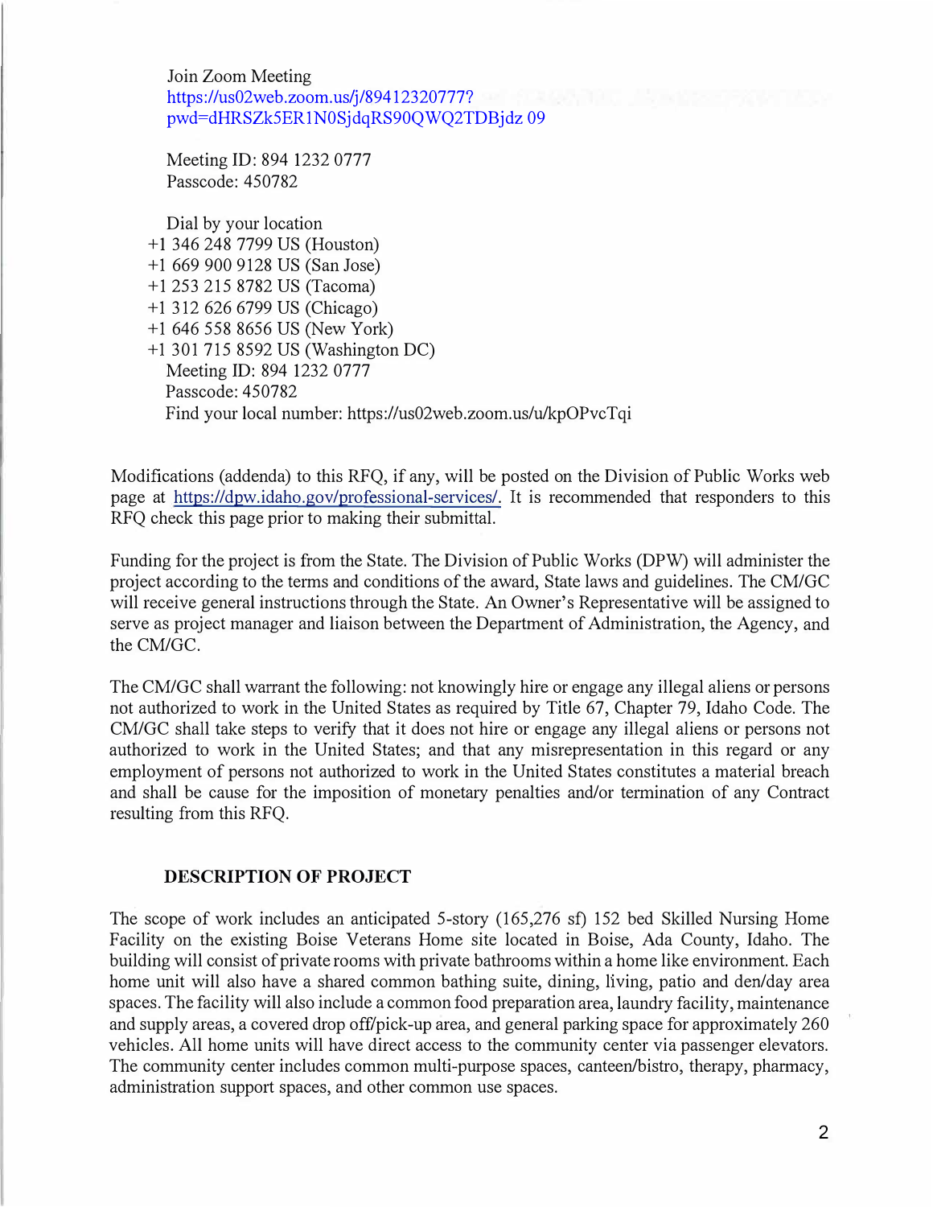Join Zoom Meeting
https://us02web.zoom.us/j/89412320777?pwd=dHRSZk5ER1N0SjdqRS90QWQ2TDBjdz09

Meeting ID: 894 1232 0777
Passcode: 450782

Dial by your location
+1 346 248 7799 US (Houston)
+1 669 900 9128 US (San Jose)
+1 253 215 8782 US (Tacoma)
+1 312 626 6799 US (Chicago)
+1 646 558 8656 US (New York)
+1 301 715 8592 US (Washington DC)
Meeting ID: 894 1232 0777
Passcode: 450782
Find your local number: https://us02web.zoom.us/u/kpOPvcTqi

Modifications (addenda) to this RFQ, if any, will be posted on the Division of Public Works web page at https://dpw.idaho.gov/professional-services/. It is recommended that responders to this RFQ check this page prior to making their submittal.

Funding for the project is from the State. The Division of Public Works (DPW) will administer the project according to the terms and conditions of the award, State laws and guidelines. The CM/GC will receive general instructions through the State. An Owner's Representative will be assigned to serve as project manager and liaison between the Department of Administration, the Agency, and the CM/GC.

The CM/GC shall warrant the following: not knowingly hire or engage any illegal aliens or persons not authorized to work in the United States as required by Title 67, Chapter 79, Idaho Code. The CM/GC shall take steps to verify that it does not hire or engage any illegal aliens or persons not authorized to work in the United States; and that any misrepresentation in this regard or any employment of persons not authorized to work in the United States constitutes a material breach and shall be cause for the imposition of monetary penalties and/or termination of any Contract resulting from this RFQ.

## DESCRIPTION OF PROJECT

The scope of work includes an anticipated 5-story (165,276 sf) 152 bed Skilled Nursing Home Facility on the existing Boise Veterans Home site located in Boise, Ada County, Idaho. The building will consist of private rooms with private bathrooms within a home like environment. Each home unit will also have a shared common bathing suite, dining, living, patio and den/day area spaces. The facility will also include a common food preparation area, laundry facility, maintenance and supply areas, a covered drop off/pick-up area, and general parking space for approximately 260 vehicles. All home units will have direct access to the community center via passenger elevators. The community center includes common multi-purpose spaces, canteen/bistro, therapy, pharmacy, administration support spaces, and other common use spaces.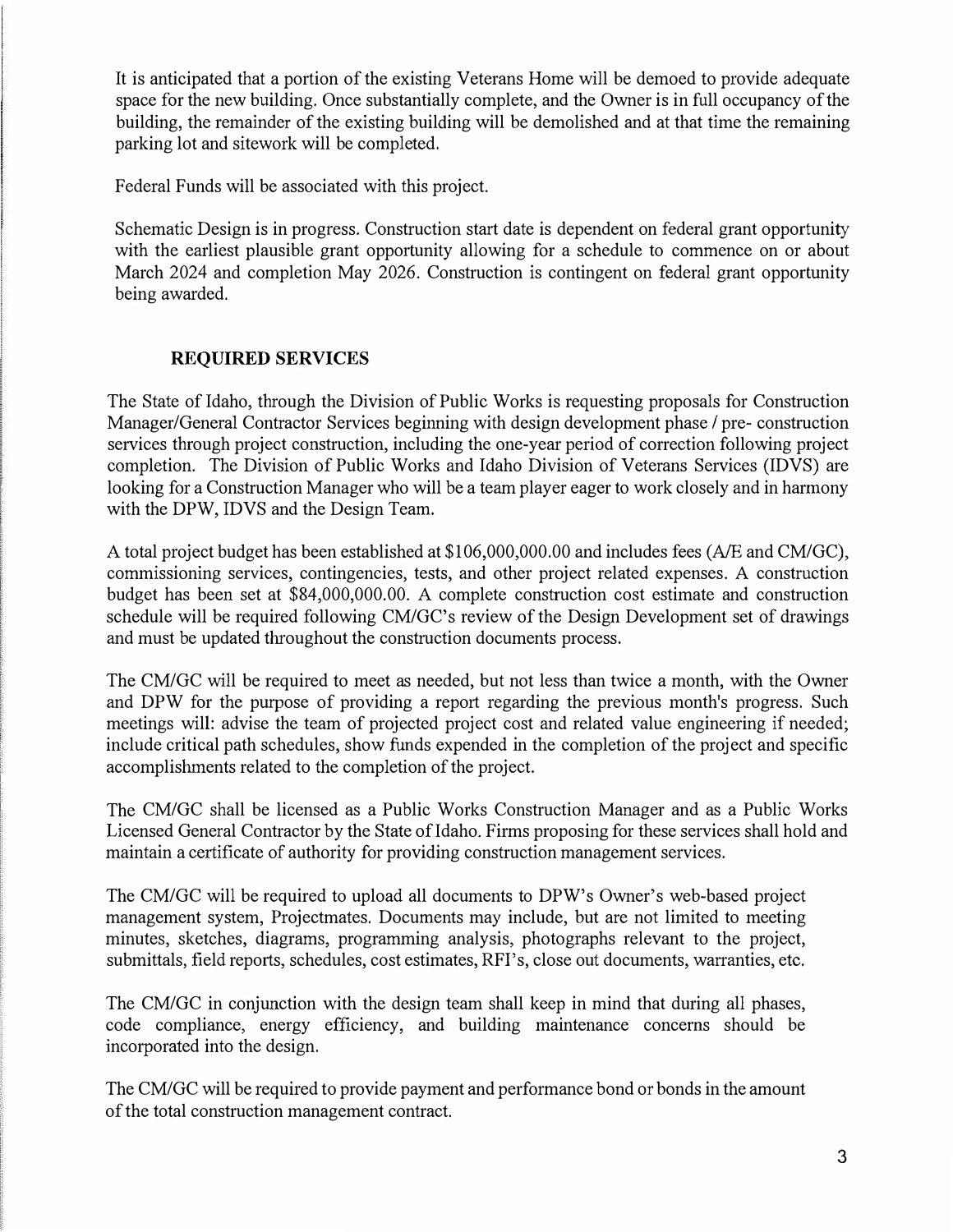It is anticipated that a portion of the existing Veterans Home will be demoed to provide adequate space for the new building. Once substantially complete, and the Owner is in full occupancy of the building, the remainder of the existing building will be demolished and at that time the remaining parking lot and sitework will be completed.

Federal Funds will be associated with this project.

Schematic Design is in progress. Construction start date is dependent on federal grant opportunity with the earliest plausible grant opportunity allowing for a schedule to commence on or about March 2024 and completion May 2026. Construction is contingent on federal grant opportunity being awarded.

## REQUIRED SERVICES

The State of Idaho, through the Division of Public Works is requesting proposals for Construction Manager/General Contractor Services beginning with design development phase / pre- construction services through project construction, including the one-year period of correction following project completion. The Division of Public Works and Idaho Division of Veterans Services (IDVS) are looking for a Construction Manager who will be a team player eager to work closely and in harmony with the DPW, IDVS and the Design Team.

A total project budget has been established at $106,000,000.00 and includes fees (A/E and CM/GC), commissioning services, contingencies, tests, and other project related expenses. A construction budget has been set at $84,000,000.00. A complete construction cost estimate and construction schedule will be required following CM/GC's review of the Design Development set of drawings and must be updated throughout the construction documents process.

The CM/GC will be required to meet as needed, but not less than twice a month, with the Owner and DPW for the purpose of providing a report regarding the previous month's progress. Such meetings will: advise the team of projected project cost and related value engineering if needed; include critical path schedules, show funds expended in the completion of the project and specific accomplishments related to the completion of the project.

The CM/GC shall be licensed as a Public Works Construction Manager and as a Public Works Licensed General Contractor by the State of Idaho. Firms proposing for these services shall hold and maintain a certificate of authority for providing construction management services.

The CM/GC will be required to upload all documents to DPW's Owner's web-based project management system, Projectmates. Documents may include, but are not limited to meeting minutes, sketches, diagrams, programming analysis, photographs relevant to the project, submittals, field reports, schedules, cost estimates, RFI's, close out documents, warranties, etc.

The CM/GC in conjunction with the design team shall keep in mind that during all phases, code compliance, energy efficiency, and building maintenance concerns should be incorporated into the design.

The CM/GC will be required to provide payment and performance bond or bonds in the amount of the total construction management contract.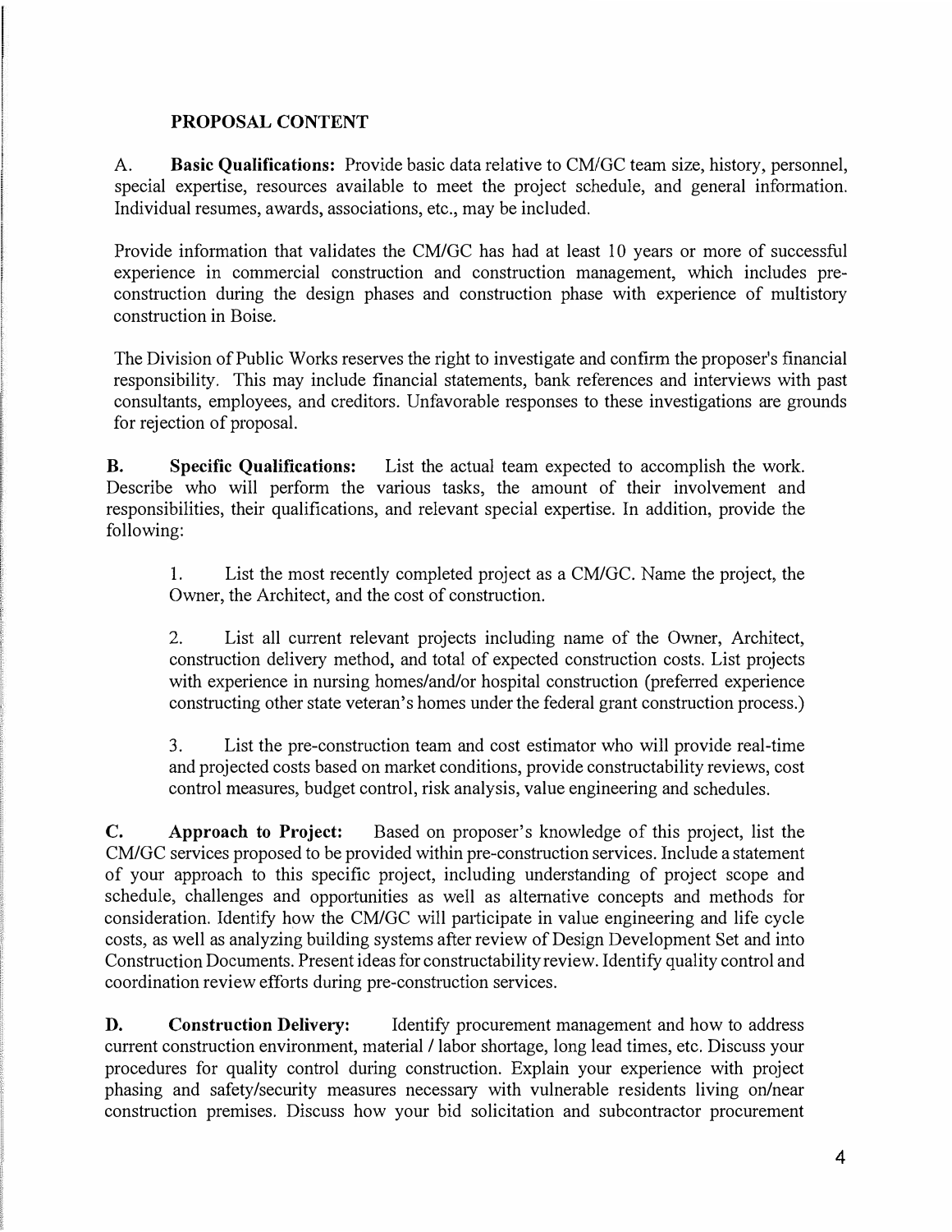## PROPOSAL CONTENT

A. **Basic Qualifications:** Provide basic data relative to CM/GC team size, history, personnel, special expertise, resources available to meet the project schedule, and general information. Individual resumes, awards, associations, etc., may be included.

Provide information that validates the CM/GC has had at least 10 years or more of successful experience in commercial construction and construction management, which includes pre-construction during the design phases and construction phase with experience of multistory construction in Boise.

The Division of Public Works reserves the right to investigate and confirm the proposer's financial responsibility. This may include financial statements, bank references and interviews with past consultants, employees, and creditors. Unfavorable responses to these investigations are grounds for rejection of proposal.

**B. Specific Qualifications:** List the actual team expected to accomplish the work. Describe who will perform the various tasks, the amount of their involvement and responsibilities, their qualifications, and relevant special expertise. In addition, provide the following:

1. List the most recently completed project as a CM/GC. Name the project, the Owner, the Architect, and the cost of construction.

2. List all current relevant projects including name of the Owner, Architect, construction delivery method, and total of expected construction costs. List projects with experience in nursing homes/and/or hospital construction (preferred experience constructing other state veteran's homes under the federal grant construction process.)

3. List the pre-construction team and cost estimator who will provide real-time and projected costs based on market conditions, provide constructability reviews, cost control measures, budget control, risk analysis, value engineering and schedules.

**C. Approach to Project:** Based on proposer's knowledge of this project, list the CM/GC services proposed to be provided within pre-construction services. Include a statement of your approach to this specific project, including understanding of project scope and schedule, challenges and opportunities as well as alternative concepts and methods for consideration. Identify how the CM/GC will participate in value engineering and life cycle costs, as well as analyzing building systems after review of Design Development Set and into Construction Documents. Present ideas for constructability review. Identify quality control and coordination review efforts during pre-construction services.

**D. Construction Delivery:** Identify procurement management and how to address current construction environment, material / labor shortage, long lead times, etc. Discuss your procedures for quality control during construction. Explain your experience with project phasing and safety/security measures necessary with vulnerable residents living on/near construction premises. Discuss how your bid solicitation and subcontractor procurement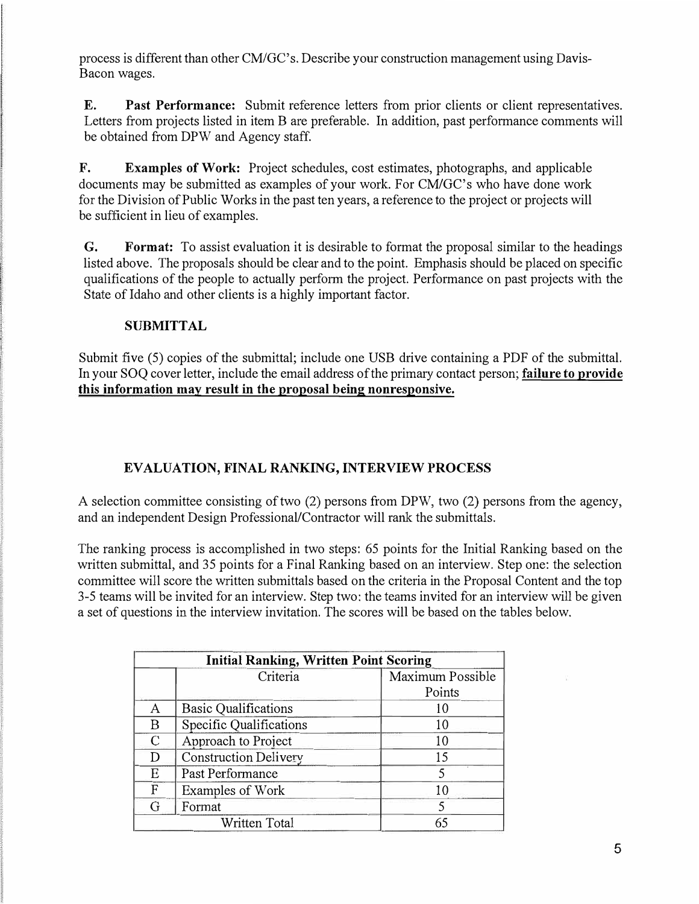process is different than other CM/GC's. Describe your construction management using Davis-Bacon wages.

**E. Past Performance:** Submit reference letters from prior clients or client representatives. Letters from projects listed in item B are preferable. In addition, past performance comments will be obtained from DPW and Agency staff.

**F. Examples of Work:** Project schedules, cost estimates, photographs, and applicable documents may be submitted as examples of your work. For CM/GC's who have done work for the Division of Public Works in the past ten years, a reference to the project or projects will be sufficient in lieu of examples.

**G. Format:** To assist evaluation it is desirable to format the proposal similar to the headings listed above. The proposals should be clear and to the point. Emphasis should be placed on specific qualifications of the people to actually perform the project. Performance on past projects with the State of Idaho and other clients is a highly important factor.

## SUBMITTAL

Submit five (5) copies of the submittal; include one USB drive containing a PDF of the submittal. In your SOQ cover letter, include the email address of the primary contact person; **failure to provide this information may result in the proposal being nonresponsive.**

## EVALUATION, FINAL RANKING, INTERVIEW PROCESS

A selection committee consisting of two (2) persons from DPW, two (2) persons from the agency, and an independent Design Professional/Contractor will rank the submittals.

The ranking process is accomplished in two steps: 65 points for the Initial Ranking based on the written submittal, and 35 points for a Final Ranking based on an interview. Step one: the selection committee will score the written submittals based on the criteria in the Proposal Content and the top 3-5 teams will be invited for an interview. Step two: the teams invited for an interview will be given a set of questions in the interview invitation. The scores will be based on the tables below.

| **Initial Ranking, Written Point Scoring** | | |
|---|---|---|
| | Criteria | Maximum Possible Points |
| A | Basic Qualifications | 10 |
| B | Specific Qualifications | 10 |
| C | Approach to Project | 10 |
| D | Construction Delivery | 15 |
| E | Past Performance | 5 |
| F | Examples of Work | 10 |
| G | Format | 5 |
| | Written Total | 65 |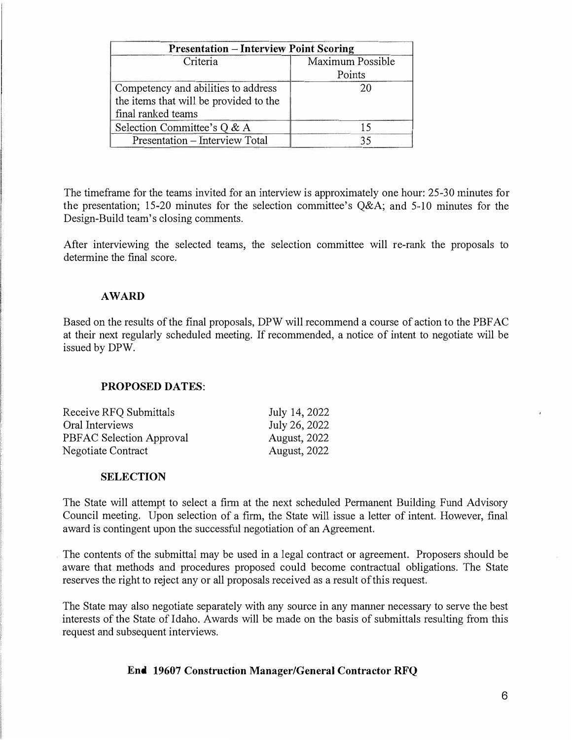| Presentation – Interview Point Scoring | |
|---|---|
| Criteria | Maximum Possible Points |
| Competency and abilities to address the items that will be provided to the final ranked teams | 20 |
| Selection Committee's Q & A | 15 |
| Presentation – Interview Total | 35 |

The timeframe for the teams invited for an interview is approximately one hour: 25-30 minutes for the presentation; 15-20 minutes for the selection committee's Q&A; and 5-10 minutes for the Design-Build team's closing comments.

After interviewing the selected teams, the selection committee will re-rank the proposals to determine the final score.

### AWARD

Based on the results of the final proposals, DPW will recommend a course of action to the PBFAC at their next regularly scheduled meeting. If recommended, a notice of intent to negotiate will be issued by DPW.

### PROPOSED DATES:

| | |
|---|---|
| Receive RFQ Submittals | July 14, 2022 |
| Oral Interviews | July 26, 2022 |
| PBFAC Selection Approval | August, 2022 |
| Negotiate Contract | August, 2022 |

### SELECTION

The State will attempt to select a firm at the next scheduled Permanent Building Fund Advisory Council meeting. Upon selection of a firm, the State will issue a letter of intent. However, final award is contingent upon the successful negotiation of an Agreement.

The contents of the submittal may be used in a legal contract or agreement. Proposers should be aware that methods and procedures proposed could become contractual obligations. The State reserves the right to reject any or all proposals received as a result of this request.

The State may also negotiate separately with any source in any manner necessary to serve the best interests of the State of Idaho. Awards will be made on the basis of submittals resulting from this request and subsequent interviews.

**End 19607 Construction Manager/General Contractor RFQ**